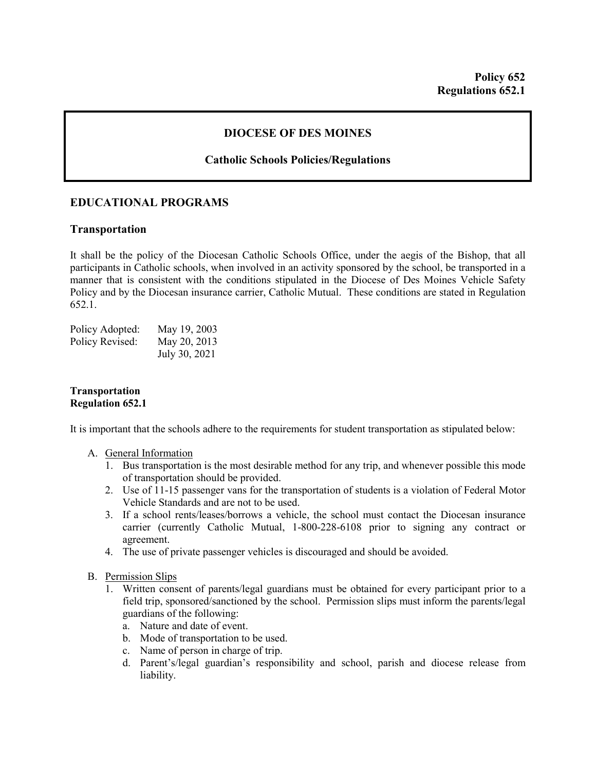**Policy 652**
**Regulations 652.1**

# DIOCESE OF DES MOINES

## Catholic Schools Policies/Regulations

## EDUCATIONAL PROGRAMS

### Transportation

It shall be the policy of the Diocesan Catholic Schools Office, under the aegis of the Bishop, that all participants in Catholic schools, when involved in an activity sponsored by the school, be transported in a manner that is consistent with the conditions stipulated in the Diocese of Des Moines Vehicle Safety Policy and by the Diocesan insurance carrier, Catholic Mutual. These conditions are stated in Regulation 652.1.

Policy Adopted: May 19, 2003
Policy Revised: May 20, 2013
July 30, 2021

**Transportation**
**Regulation 652.1**

It is important that the schools adhere to the requirements for student transportation as stipulated below:

A. General Information
   1. Bus transportation is the most desirable method for any trip, and whenever possible this mode of transportation should be provided.
   2. Use of 11-15 passenger vans for the transportation of students is a violation of Federal Motor Vehicle Standards and are not to be used.
   3. If a school rents/leases/borrows a vehicle, the school must contact the Diocesan insurance carrier (currently Catholic Mutual, 1-800-228-6108 prior to signing any contract or agreement.
   4. The use of private passenger vehicles is discouraged and should be avoided.

B. Permission Slips
   1. Written consent of parents/legal guardians must be obtained for every participant prior to a field trip, sponsored/sanctioned by the school. Permission slips must inform the parents/legal guardians of the following:
      a. Nature and date of event.
      b. Mode of transportation to be used.
      c. Name of person in charge of trip.
      d. Parent's/legal guardian's responsibility and school, parish and diocese release from liability.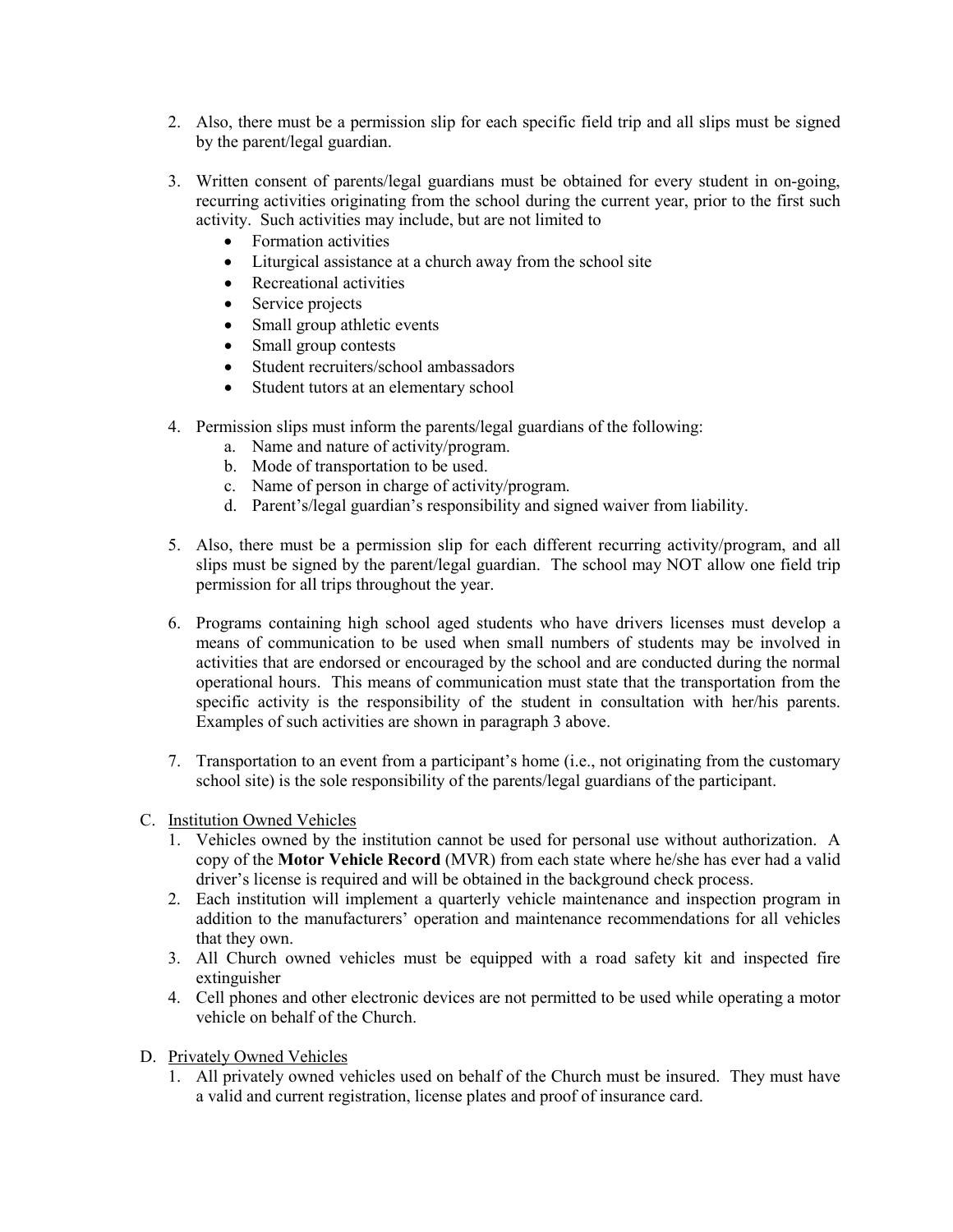2. Also, there must be a permission slip for each specific field trip and all slips must be signed by the parent/legal guardian.

3. Written consent of parents/legal guardians must be obtained for every student in on-going, recurring activities originating from the school during the current year, prior to the first such activity. Such activities may include, but are not limited to
   - Formation activities
   - Liturgical assistance at a church away from the school site
   - Recreational activities
   - Service projects
   - Small group athletic events
   - Small group contests
   - Student recruiters/school ambassadors
   - Student tutors at an elementary school

4. Permission slips must inform the parents/legal guardians of the following:
   a. Name and nature of activity/program.
   b. Mode of transportation to be used.
   c. Name of person in charge of activity/program.
   d. Parent's/legal guardian's responsibility and signed waiver from liability.

5. Also, there must be a permission slip for each different recurring activity/program, and all slips must be signed by the parent/legal guardian. The school may NOT allow one field trip permission for all trips throughout the year.

6. Programs containing high school aged students who have drivers licenses must develop a means of communication to be used when small numbers of students may be involved in activities that are endorsed or encouraged by the school and are conducted during the normal operational hours. This means of communication must state that the transportation from the specific activity is the responsibility of the student in consultation with her/his parents. Examples of such activities are shown in paragraph 3 above.

7. Transportation to an event from a participant's home (i.e., not originating from the customary school site) is the sole responsibility of the parents/legal guardians of the participant.

C. Institution Owned Vehicles
   1. Vehicles owned by the institution cannot be used for personal use without authorization. A copy of the **Motor Vehicle Record** (MVR) from each state where he/she has ever had a valid driver's license is required and will be obtained in the background check process.
   2. Each institution will implement a quarterly vehicle maintenance and inspection program in addition to the manufacturers' operation and maintenance recommendations for all vehicles that they own.
   3. All Church owned vehicles must be equipped with a road safety kit and inspected fire extinguisher
   4. Cell phones and other electronic devices are not permitted to be used while operating a motor vehicle on behalf of the Church.

D. Privately Owned Vehicles
   1. All privately owned vehicles used on behalf of the Church must be insured. They must have a valid and current registration, license plates and proof of insurance card.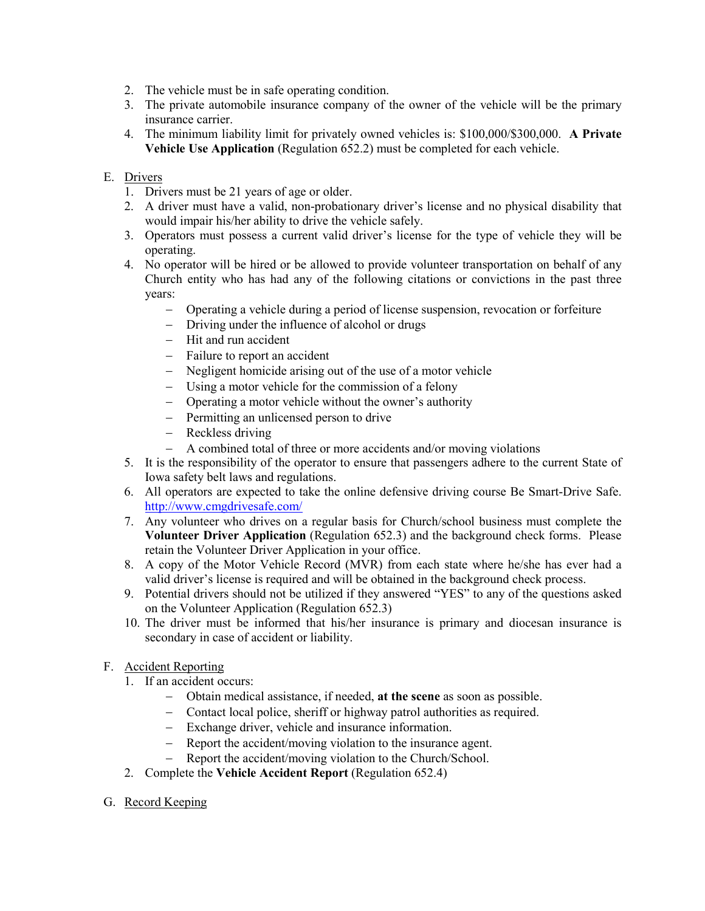2. The vehicle must be in safe operating condition.
3. The private automobile insurance company of the owner of the vehicle will be the primary insurance carrier.
4. The minimum liability limit for privately owned vehicles is: $100,000/$300,000. **A Private Vehicle Use Application** (Regulation 652.2) must be completed for each vehicle.

E. <u>Drivers</u>

1. Drivers must be 21 years of age or older.
2. A driver must have a valid, non-probationary driver's license and no physical disability that would impair his/her ability to drive the vehicle safely.
3. Operators must possess a current valid driver's license for the type of vehicle they will be operating.
4. No operator will be hired or be allowed to provide volunteer transportation on behalf of any Church entity who has had any of the following citations or convictions in the past three years:
   - Operating a vehicle during a period of license suspension, revocation or forfeiture
   - Driving under the influence of alcohol or drugs
   - Hit and run accident
   - Failure to report an accident
   - Negligent homicide arising out of the use of a motor vehicle
   - Using a motor vehicle for the commission of a felony
   - Operating a motor vehicle without the owner's authority
   - Permitting an unlicensed person to drive
   - Reckless driving
   - A combined total of three or more accidents and/or moving violations
5. It is the responsibility of the operator to ensure that passengers adhere to the current State of Iowa safety belt laws and regulations.
6. All operators are expected to take the online defensive driving course Be Smart-Drive Safe. http://www.cmgdrivesafe.com/
7. Any volunteer who drives on a regular basis for Church/school business must complete the **Volunteer Driver Application** (Regulation 652.3) and the background check forms. Please retain the Volunteer Driver Application in your office.
8. A copy of the Motor Vehicle Record (MVR) from each state where he/she has ever had a valid driver's license is required and will be obtained in the background check process.
9. Potential drivers should not be utilized if they answered "YES" to any of the questions asked on the Volunteer Application (Regulation 652.3)
10. The driver must be informed that his/her insurance is primary and diocesan insurance is secondary in case of accident or liability.

F. <u>Accident Reporting</u>

1. If an accident occurs:
   - Obtain medical assistance, if needed, **at the scene** as soon as possible.
   - Contact local police, sheriff or highway patrol authorities as required.
   - Exchange driver, vehicle and insurance information.
   - Report the accident/moving violation to the insurance agent.
   - Report the accident/moving violation to the Church/School.
2. Complete the **Vehicle Accident Report** (Regulation 652.4)

G. <u>Record Keeping</u>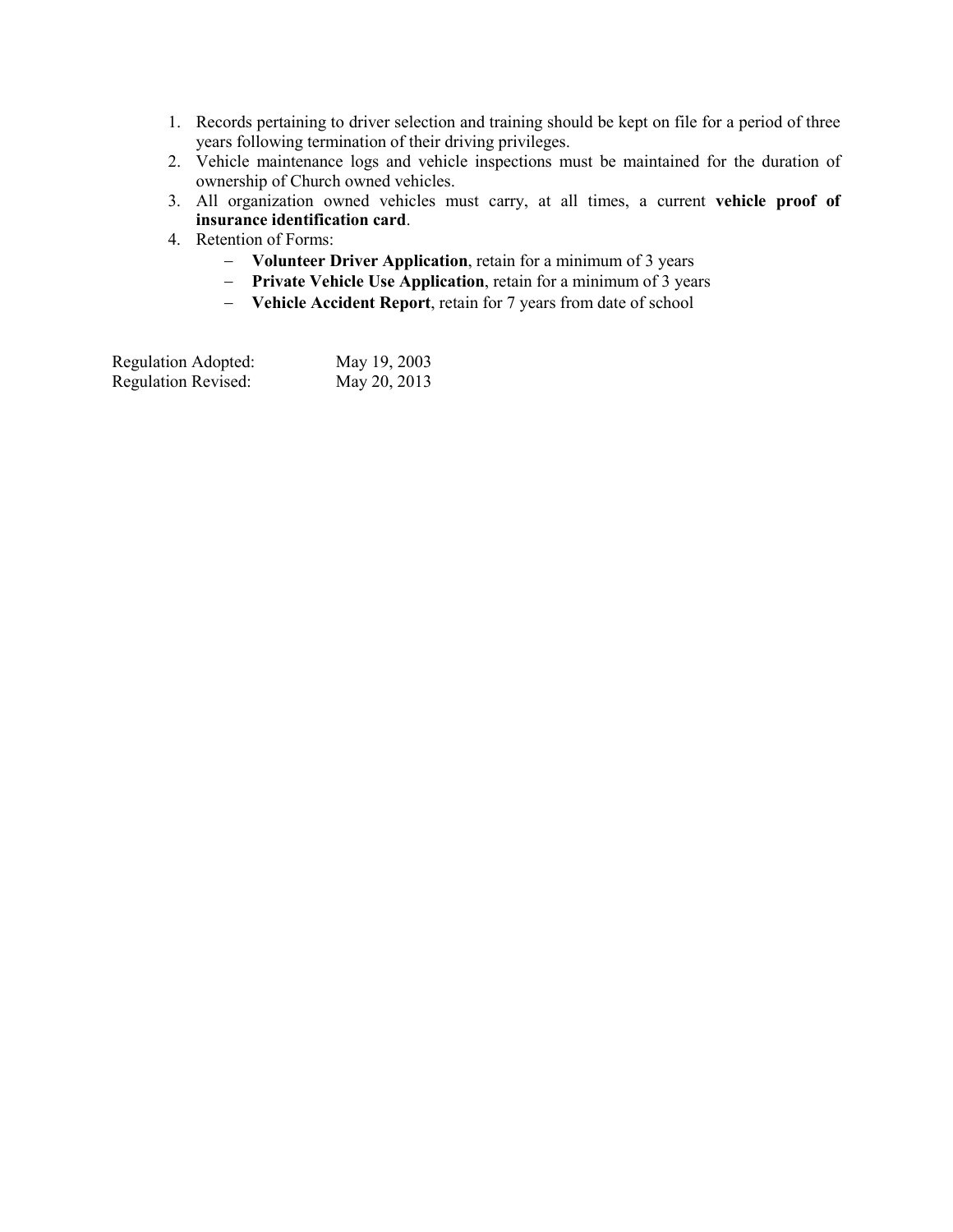1. Records pertaining to driver selection and training should be kept on file for a period of three years following termination of their driving privileges.
2. Vehicle maintenance logs and vehicle inspections must be maintained for the duration of ownership of Church owned vehicles.
3. All organization owned vehicles must carry, at all times, a current **vehicle proof of insurance identification card**.
4. Retention of Forms:
   - **Volunteer Driver Application**, retain for a minimum of 3 years
   - **Private Vehicle Use Application**, retain for a minimum of 3 years
   - **Vehicle Accident Report**, retain for 7 years from date of school

| | |
|---|---|
| Regulation Adopted: | May 19, 2003 |
| Regulation Revised: | May 20, 2013 |